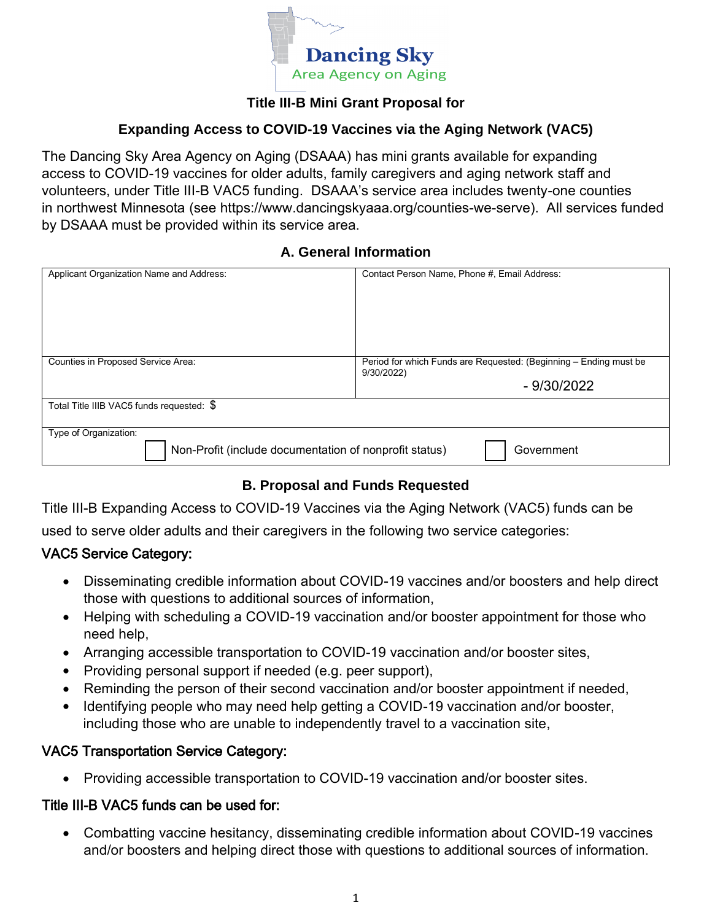Dancing Sky
Area Agency on Aging

### Title III-B Mini Grant Proposal for

### Expanding Access to COVID-19 Vaccines via the Aging Network (VAC5)

The Dancing Sky Area Agency on Aging (DSAAA) has mini grants available for expanding access to COVID-19 vaccines for older adults, family caregivers and aging network staff and volunteers, under Title III-B VAC5 funding. DSAAA's service area includes twenty-one counties in northwest Minnesota (see https://www.dancingskyaaa.org/counties-we-serve). All services funded by DSAAA must be provided within its service area.

## A. General Information

| Applicant Organization Name and Address: | Contact Person Name, Phone #, Email Address: |
| --- | --- |
| Counties in Proposed Service Area: | Period for which Funds are Requested: (Beginning – Ending must be 9/30/2022)<br>- 9/30/2022 |
| Total Title IIIB VAC5 funds requested: $ | |
| Type of Organization:<br>☐ Non-Profit (include documentation of nonprofit status) ☐ Government | |

## B. Proposal and Funds Requested

Title III-B Expanding Access to COVID-19 Vaccines via the Aging Network (VAC5) funds can be used to serve older adults and their caregivers in the following two service categories:

### VAC5 Service Category:

- Disseminating credible information about COVID-19 vaccines and/or boosters and help direct those with questions to additional sources of information,
- Helping with scheduling a COVID-19 vaccination and/or booster appointment for those who need help,
- Arranging accessible transportation to COVID-19 vaccination and/or booster sites,
- Providing personal support if needed (e.g. peer support),
- Reminding the person of their second vaccination and/or booster appointment if needed,
- Identifying people who may need help getting a COVID-19 vaccination and/or booster, including those who are unable to independently travel to a vaccination site,

### VAC5 Transportation Service Category:

- Providing accessible transportation to COVID-19 vaccination and/or booster sites.

### Title III-B VAC5 funds can be used for:

- Combatting vaccine hesitancy, disseminating credible information about COVID-19 vaccines and/or boosters and helping direct those with questions to additional sources of information.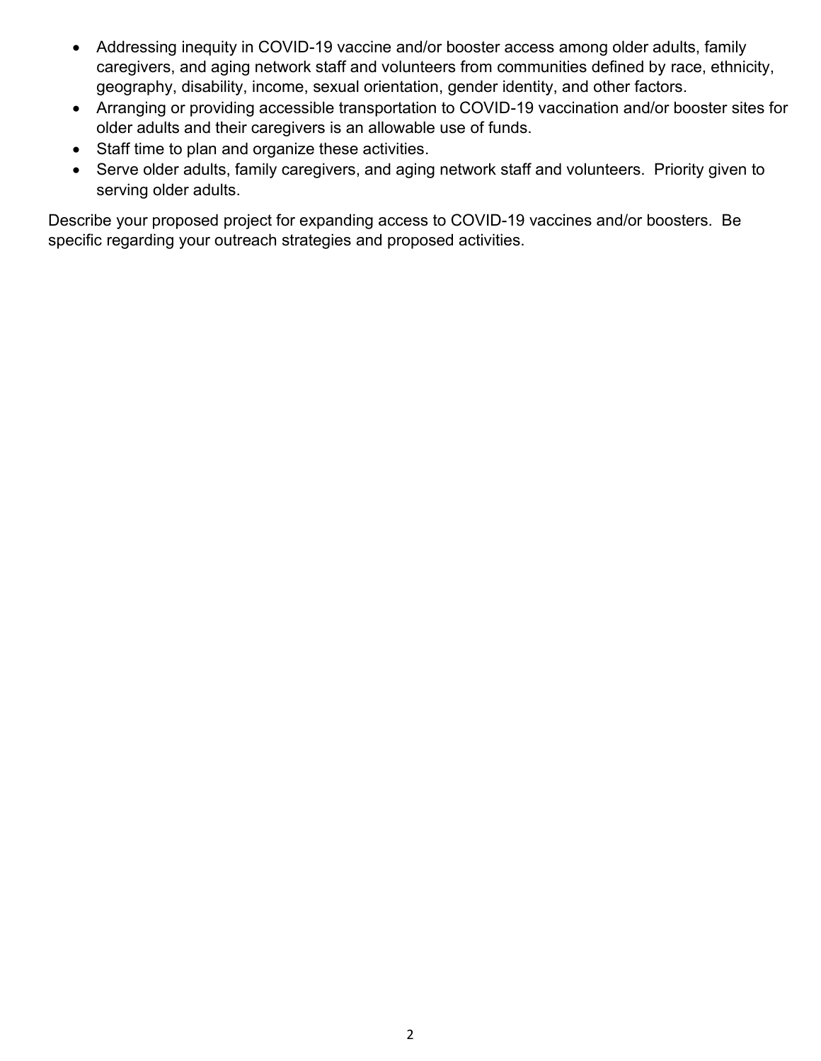- Addressing inequity in COVID-19 vaccine and/or booster access among older adults, family caregivers, and aging network staff and volunteers from communities defined by race, ethnicity, geography, disability, income, sexual orientation, gender identity, and other factors.
- Arranging or providing accessible transportation to COVID-19 vaccination and/or booster sites for older adults and their caregivers is an allowable use of funds.
- Staff time to plan and organize these activities.
- Serve older adults, family caregivers, and aging network staff and volunteers. Priority given to serving older adults.

Describe your proposed project for expanding access to COVID-19 vaccines and/or boosters. Be specific regarding your outreach strategies and proposed activities.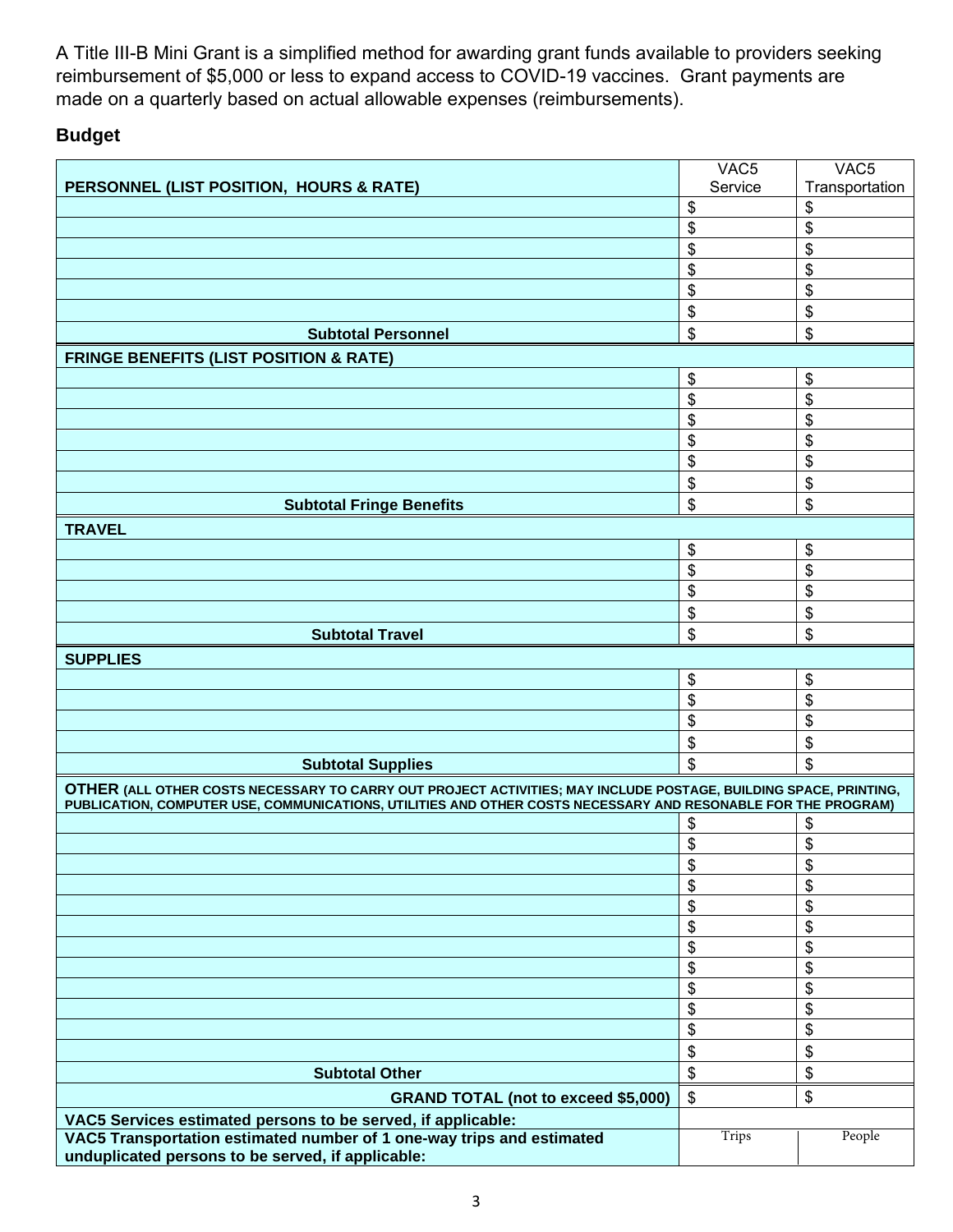A Title III-B Mini Grant is a simplified method for awarding grant funds available to providers seeking reimbursement of $5,000 or less to expand access to COVID-19 vaccines. Grant payments are made on a quarterly based on actual allowable expenses (reimbursements).

## Budget

| PERSONNEL (LIST POSITION, HOURS & RATE) | VAC5 Service | VAC5 Transportation |
|---|---|---|
| | $ | $ |
| | $ | $ |
| | $ | $ |
| | $ | $ |
| | $ | $ |
| | $ | $ |
| **Subtotal Personnel** | $ | $ |
| **FRINGE BENEFITS (LIST POSITION & RATE)** | | |
| | $ | $ |
| | $ | $ |
| | $ | $ |
| | $ | $ |
| | $ | $ |
| | $ | $ |
| **Subtotal Fringe Benefits** | $ | $ |
| **TRAVEL** | | |
| | $ | $ |
| | $ | $ |
| | $ | $ |
| | $ | $ |
| **Subtotal Travel** | $ | $ |
| **SUPPLIES** | | |
| | $ | $ |
| | $ | $ |
| | $ | $ |
| | $ | $ |
| **Subtotal Supplies** | $ | $ |
| **OTHER (ALL OTHER COSTS NECESSARY TO CARRY OUT PROJECT ACTIVITIES; MAY INCLUDE POSTAGE, BUILDING SPACE, PRINTING, PUBLICATION, COMPUTER USE, COMMUNICATIONS, UTILITIES AND OTHER COSTS NECESSARY AND RESONABLE FOR THE PROGRAM)** | | |
| | $ | $ |
| | $ | $ |
| | $ | $ |
| | $ | $ |
| | $ | $ |
| | $ | $ |
| | $ | $ |
| | $ | $ |
| | $ | $ |
| | $ | $ |
| | $ | $ |
| | $ | $ |
| **Subtotal Other** | $ | $ |
| **GRAND TOTAL (not to exceed $5,000)** | $ | $ |
| **VAC5 Services estimated persons to be served, if applicable:** | | |
| **VAC5 Transportation estimated number of 1 one-way trips and estimated unduplicated persons to be served, if applicable:** | Trips | People |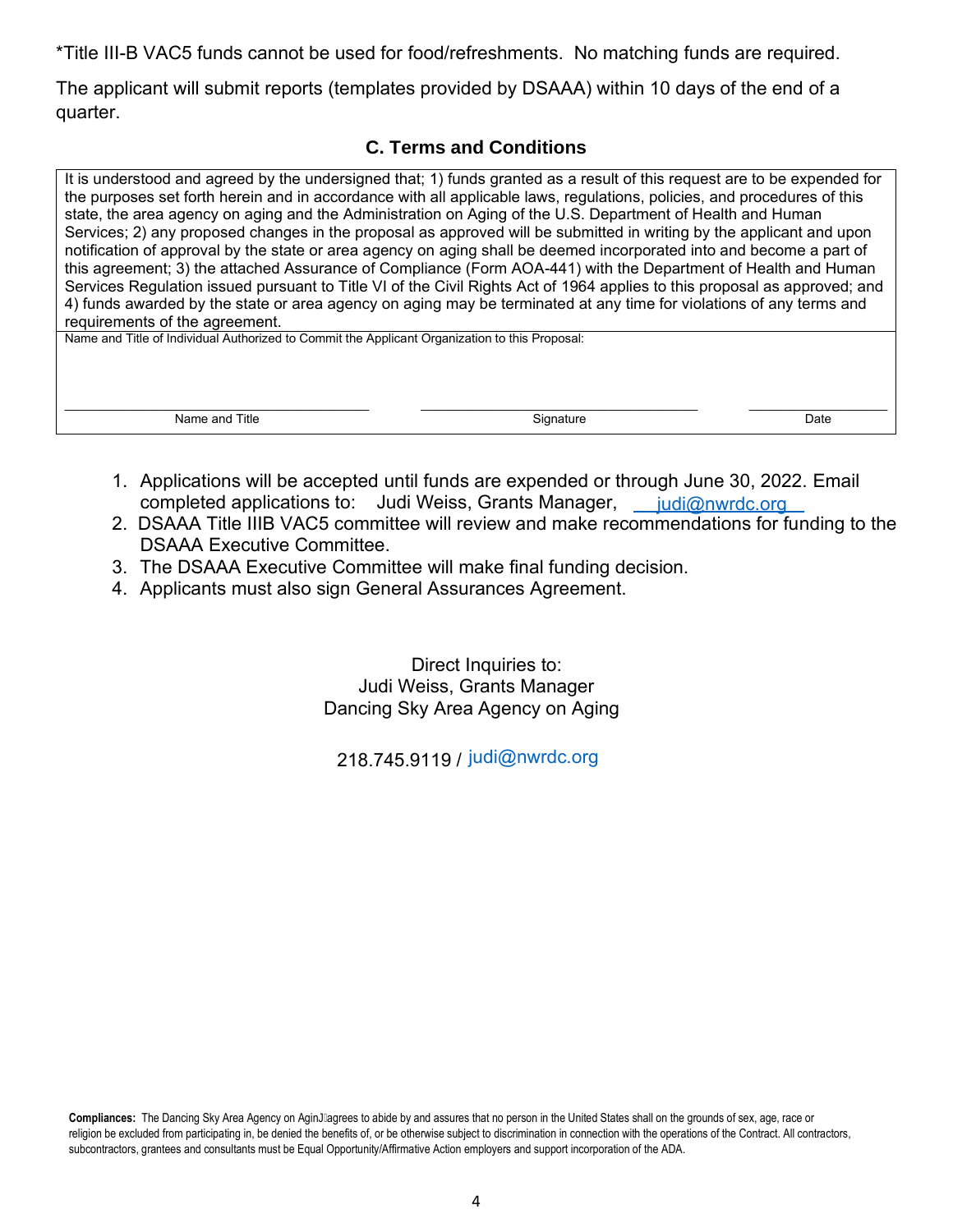*Title III-B VAC5 funds cannot be used for food/refreshments. No matching funds are required.

The applicant will submit reports (templates provided by DSAAA) within 10 days of the end of a quarter.

### C. Terms and Conditions

It is understood and agreed by the undersigned that; 1) funds granted as a result of this request are to be expended for the purposes set forth herein and in accordance with all applicable laws, regulations, policies, and procedures of this state, the area agency on aging and the Administration on Aging of the U.S. Department of Health and Human Services; 2) any proposed changes in the proposal as approved will be submitted in writing by the applicant and upon notification of approval by the state or area agency on aging shall be deemed incorporated into and become a part of this agreement; 3) the attached Assurance of Compliance (Form AOA-441) with the Department of Health and Human Services Regulation issued pursuant to Title VI of the Civil Rights Act of 1964 applies to this proposal as approved; and 4) funds awarded by the state or area agency on aging may be terminated at any time for violations of any terms and requirements of the agreement.

Name and Title of Individual Authorized to Commit the Applicant Organization to this Proposal:

| | | |
|---|---|---|
| Name and Title | Signature | Date |

1. Applications will be accepted until funds are expended or through June 30, 2022. Email completed applications to: Judi Weiss, Grants Manager, judi@nwrdc.org
2. DSAAA Title IIIB VAC5 committee will review and make recommendations for funding to the DSAAA Executive Committee.
3. The DSAAA Executive Committee will make final funding decision.
4. Applicants must also sign General Assurances Agreement.

Direct Inquiries to:
Judi Weiss, Grants Manager
Dancing Sky Area Agency on Aging

218.745.9119 / judi@nwrdc.org

**Compliances:** The Dancing Sky Area Agency on Aging agrees to abide by and assures that no person in the United States shall on the grounds of sex, age, race or religion be excluded from participating in, be denied the benefits of, or be otherwise subject to discrimination in connection with the operations of the Contract. All contractors, subcontractors, grantees and consultants must be Equal Opportunity/Affirmative Action employers and support incorporation of the ADA.